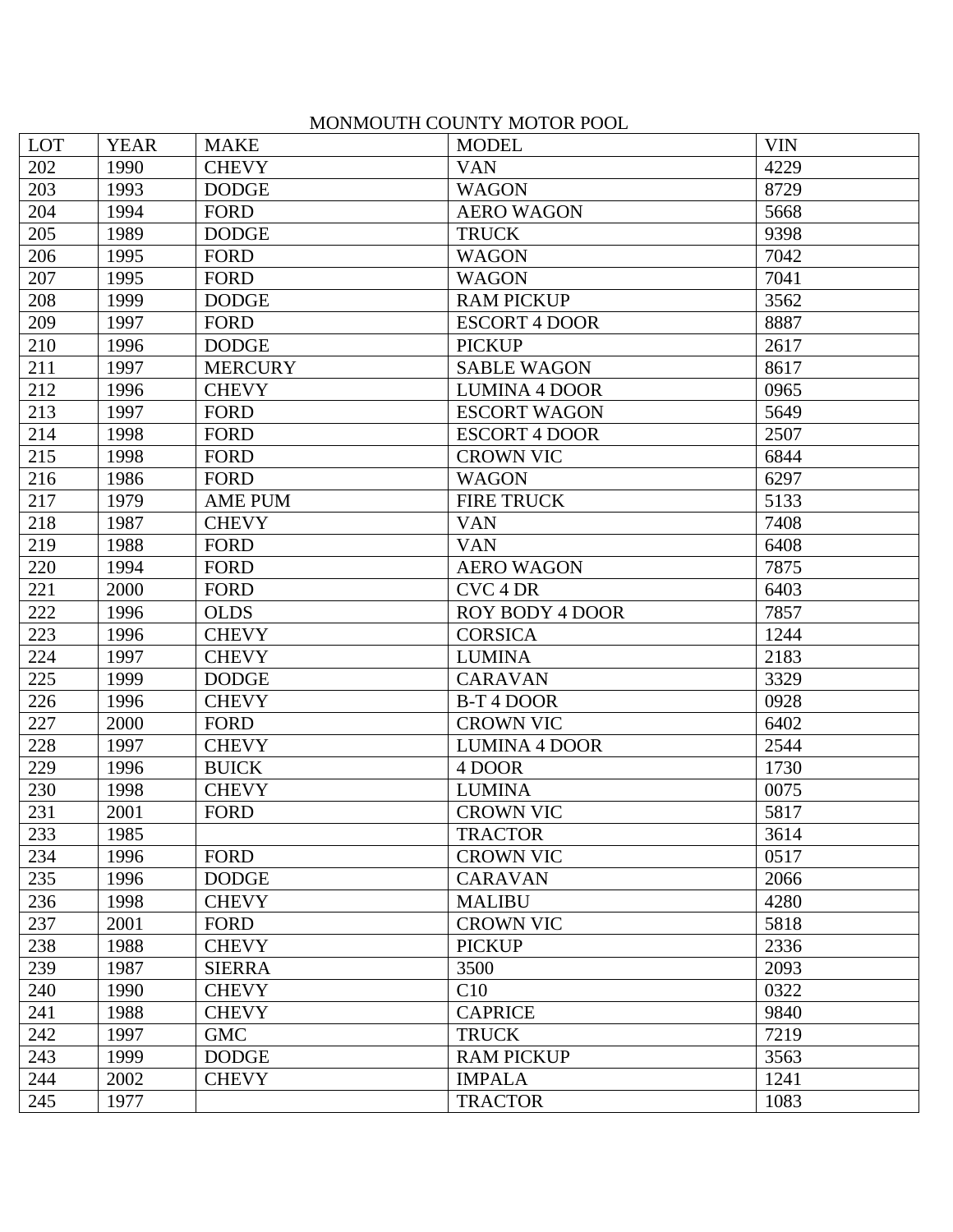MONMOUTH COUNTY MOTOR POOL

| LOT | YEAR | MAKE | MODEL | VIN |
|---|---|---|---|---|
| 202 | 1990 | CHEVY | VAN | 4229 |
| 203 | 1993 | DODGE | WAGON | 8729 |
| 204 | 1994 | FORD | AERO WAGON | 5668 |
| 205 | 1989 | DODGE | TRUCK | 9398 |
| 206 | 1995 | FORD | WAGON | 7042 |
| 207 | 1995 | FORD | WAGON | 7041 |
| 208 | 1999 | DODGE | RAM PICKUP | 3562 |
| 209 | 1997 | FORD | ESCORT 4 DOOR | 8887 |
| 210 | 1996 | DODGE | PICKUP | 2617 |
| 211 | 1997 | MERCURY | SABLE WAGON | 8617 |
| 212 | 1996 | CHEVY | LUMINA 4 DOOR | 0965 |
| 213 | 1997 | FORD | ESCORT WAGON | 5649 |
| 214 | 1998 | FORD | ESCORT 4 DOOR | 2507 |
| 215 | 1998 | FORD | CROWN VIC | 6844 |
| 216 | 1986 | FORD | WAGON | 6297 |
| 217 | 1979 | AME PUM | FIRE TRUCK | 5133 |
| 218 | 1987 | CHEVY | VAN | 7408 |
| 219 | 1988 | FORD | VAN | 6408 |
| 220 | 1994 | FORD | AERO WAGON | 7875 |
| 221 | 2000 | FORD | CVC 4 DR | 6403 |
| 222 | 1996 | OLDS | ROY BODY 4 DOOR | 7857 |
| 223 | 1996 | CHEVY | CORSICA | 1244 |
| 224 | 1997 | CHEVY | LUMINA | 2183 |
| 225 | 1999 | DODGE | CARAVAN | 3329 |
| 226 | 1996 | CHEVY | B-T 4 DOOR | 0928 |
| 227 | 2000 | FORD | CROWN VIC | 6402 |
| 228 | 1997 | CHEVY | LUMINA 4 DOOR | 2544 |
| 229 | 1996 | BUICK | 4 DOOR | 1730 |
| 230 | 1998 | CHEVY | LUMINA | 0075 |
| 231 | 2001 | FORD | CROWN VIC | 5817 |
| 233 | 1985 | | TRACTOR | 3614 |
| 234 | 1996 | FORD | CROWN VIC | 0517 |
| 235 | 1996 | DODGE | CARAVAN | 2066 |
| 236 | 1998 | CHEVY | MALIBU | 4280 |
| 237 | 2001 | FORD | CROWN VIC | 5818 |
| 238 | 1988 | CHEVY | PICKUP | 2336 |
| 239 | 1987 | SIERRA | 3500 | 2093 |
| 240 | 1990 | CHEVY | C10 | 0322 |
| 241 | 1988 | CHEVY | CAPRICE | 9840 |
| 242 | 1997 | GMC | TRUCK | 7219 |
| 243 | 1999 | DODGE | RAM PICKUP | 3563 |
| 244 | 2002 | CHEVY | IMPALA | 1241 |
| 245 | 1977 | | TRACTOR | 1083 |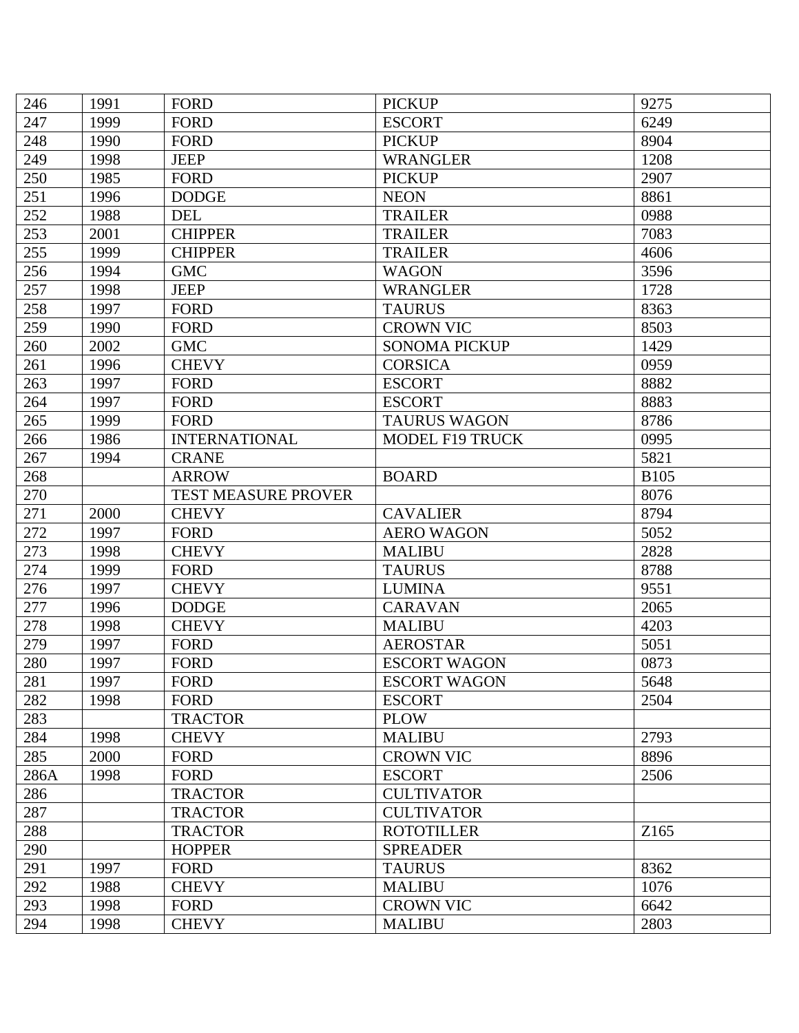| | | | | |
|---|---|---|---|---|
| 246 | 1991 | FORD | PICKUP | 9275 |
| 247 | 1999 | FORD | ESCORT | 6249 |
| 248 | 1990 | FORD | PICKUP | 8904 |
| 249 | 1998 | JEEP | WRANGLER | 1208 |
| 250 | 1985 | FORD | PICKUP | 2907 |
| 251 | 1996 | DODGE | NEON | 8861 |
| 252 | 1988 | DEL | TRAILER | 0988 |
| 253 | 2001 | CHIPPER | TRAILER | 7083 |
| 255 | 1999 | CHIPPER | TRAILER | 4606 |
| 256 | 1994 | GMC | WAGON | 3596 |
| 257 | 1998 | JEEP | WRANGLER | 1728 |
| 258 | 1997 | FORD | TAURUS | 8363 |
| 259 | 1990 | FORD | CROWN VIC | 8503 |
| 260 | 2002 | GMC | SONOMA PICKUP | 1429 |
| 261 | 1996 | CHEVY | CORSICA | 0959 |
| 263 | 1997 | FORD | ESCORT | 8882 |
| 264 | 1997 | FORD | ESCORT | 8883 |
| 265 | 1999 | FORD | TAURUS WAGON | 8786 |
| 266 | 1986 | INTERNATIONAL | MODEL F19 TRUCK | 0995 |
| 267 | 1994 | CRANE | | 5821 |
| 268 | | ARROW | BOARD | B105 |
| 270 | | TEST MEASURE PROVER | | 8076 |
| 271 | 2000 | CHEVY | CAVALIER | 8794 |
| 272 | 1997 | FORD | AERO WAGON | 5052 |
| 273 | 1998 | CHEVY | MALIBU | 2828 |
| 274 | 1999 | FORD | TAURUS | 8788 |
| 276 | 1997 | CHEVY | LUMINA | 9551 |
| 277 | 1996 | DODGE | CARAVAN | 2065 |
| 278 | 1998 | CHEVY | MALIBU | 4203 |
| 279 | 1997 | FORD | AEROSTAR | 5051 |
| 280 | 1997 | FORD | ESCORT WAGON | 0873 |
| 281 | 1997 | FORD | ESCORT WAGON | 5648 |
| 282 | 1998 | FORD | ESCORT | 2504 |
| 283 | | TRACTOR | PLOW | |
| 284 | 1998 | CHEVY | MALIBU | 2793 |
| 285 | 2000 | FORD | CROWN VIC | 8896 |
| 286A | 1998 | FORD | ESCORT | 2506 |
| 286 | | TRACTOR | CULTIVATOR | |
| 287 | | TRACTOR | CULTIVATOR | |
| 288 | | TRACTOR | ROTOTILLER | Z165 |
| 290 | | HOPPER | SPREADER | |
| 291 | 1997 | FORD | TAURUS | 8362 |
| 292 | 1988 | CHEVY | MALIBU | 1076 |
| 293 | 1998 | FORD | CROWN VIC | 6642 |
| 294 | 1998 | CHEVY | MALIBU | 2803 |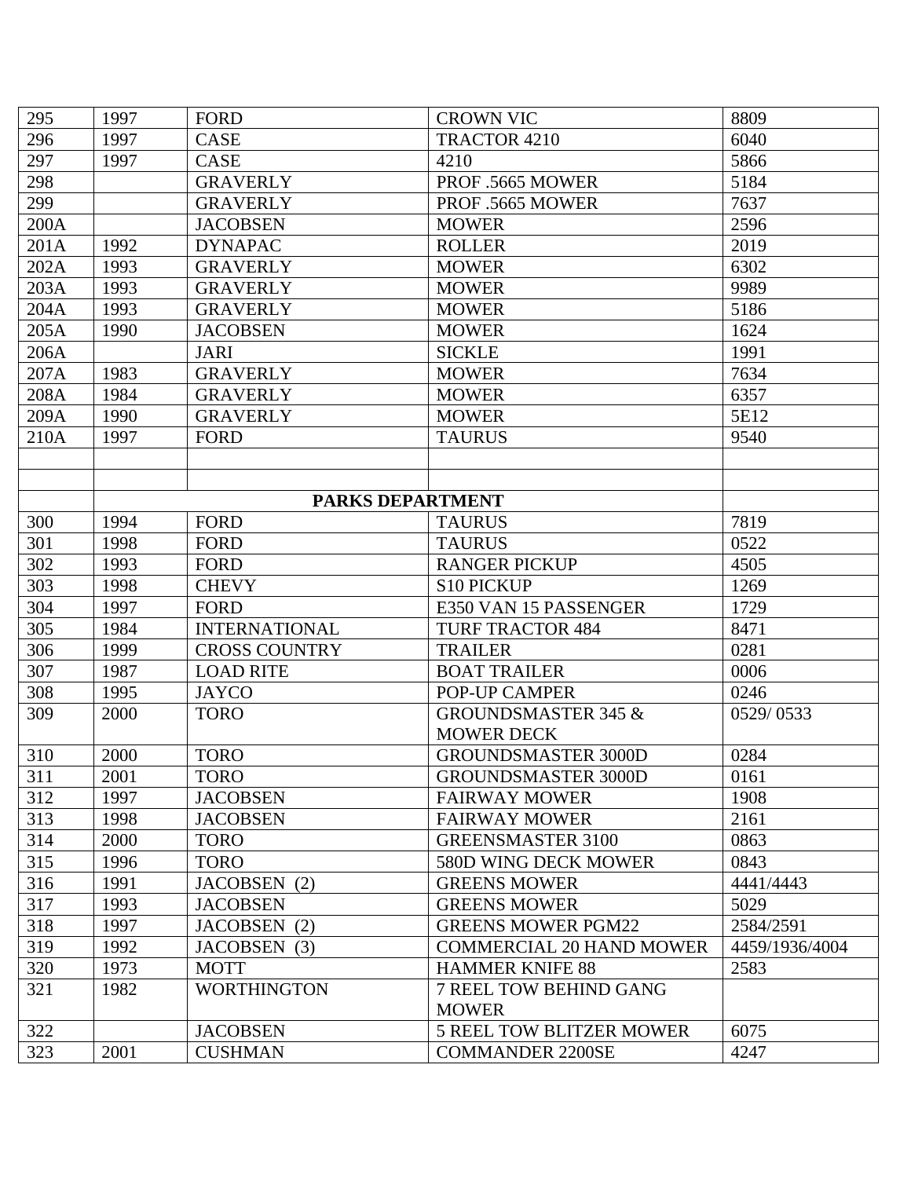| | | | | |
|---|---|---|---|---|
| 295 | 1997 | FORD | CROWN VIC | 8809 |
| 296 | 1997 | CASE | TRACTOR 4210 | 6040 |
| 297 | 1997 | CASE | 4210 | 5866 |
| 298 | | GRAVERLY | PROF .5665 MOWER | 5184 |
| 299 | | GRAVERLY | PROF .5665 MOWER | 7637 |
| 200A | | JACOBSEN | MOWER | 2596 |
| 201A | 1992 | DYNAPAC | ROLLER | 2019 |
| 202A | 1993 | GRAVERLY | MOWER | 6302 |
| 203A | 1993 | GRAVERLY | MOWER | 9989 |
| 204A | 1993 | GRAVERLY | MOWER | 5186 |
| 205A | 1990 | JACOBSEN | MOWER | 1624 |
| 206A | | JARI | SICKLE | 1991 |
| 207A | 1983 | GRAVERLY | MOWER | 7634 |
| 208A | 1984 | GRAVERLY | MOWER | 6357 |
| 209A | 1990 | GRAVERLY | MOWER | 5E12 |
| 210A | 1997 | FORD | TAURUS | 9540 |
| | | | | |
| | | | | |
| | **PARKS DEPARTMENT** | | | |
| 300 | 1994 | FORD | TAURUS | 7819 |
| 301 | 1998 | FORD | TAURUS | 0522 |
| 302 | 1993 | FORD | RANGER PICKUP | 4505 |
| 303 | 1998 | CHEVY | S10 PICKUP | 1269 |
| 304 | 1997 | FORD | E350 VAN 15 PASSENGER | 1729 |
| 305 | 1984 | INTERNATIONAL | TURF TRACTOR 484 | 8471 |
| 306 | 1999 | CROSS COUNTRY | TRAILER | 0281 |
| 307 | 1987 | LOAD RITE | BOAT TRAILER | 0006 |
| 308 | 1995 | JAYCO | POP-UP CAMPER | 0246 |
| 309 | 2000 | TORO | GROUNDSMASTER 345 & MOWER DECK | 0529/ 0533 |
| 310 | 2000 | TORO | GROUNDSMASTER 3000D | 0284 |
| 311 | 2001 | TORO | GROUNDSMASTER 3000D | 0161 |
| 312 | 1997 | JACOBSEN | FAIRWAY MOWER | 1908 |
| 313 | 1998 | JACOBSEN | FAIRWAY MOWER | 2161 |
| 314 | 2000 | TORO | GREENSMASTER 3100 | 0863 |
| 315 | 1996 | TORO | 580D WING DECK MOWER | 0843 |
| 316 | 1991 | JACOBSEN (2) | GREENS MOWER | 4441/4443 |
| 317 | 1993 | JACOBSEN | GREENS MOWER | 5029 |
| 318 | 1997 | JACOBSEN (2) | GREENS MOWER PGM22 | 2584/2591 |
| 319 | 1992 | JACOBSEN (3) | COMMERCIAL 20 HAND MOWER | 4459/1936/4004 |
| 320 | 1973 | MOTT | HAMMER KNIFE 88 | 2583 |
| 321 | 1982 | WORTHINGTON | 7 REEL TOW BEHIND GANG MOWER | |
| 322 | | JACOBSEN | 5 REEL TOW BLITZER MOWER | 6075 |
| 323 | 2001 | CUSHMAN | COMMANDER 2200SE | 4247 |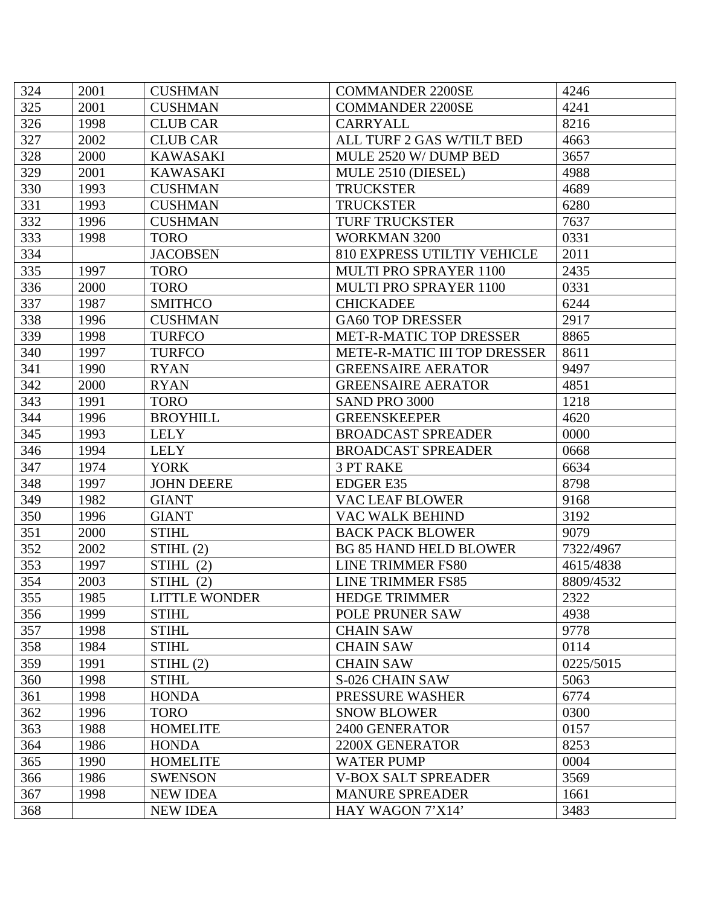| 324 | 2001 | CUSHMAN | COMMANDER 2200SE | 4246 |
|---|---|---|---|---|
| 325 | 2001 | CUSHMAN | COMMANDER 2200SE | 4241 |
| 326 | 1998 | CLUB CAR | CARRYALL | 8216 |
| 327 | 2002 | CLUB CAR | ALL TURF 2 GAS W/TILT BED | 4663 |
| 328 | 2000 | KAWASAKI | MULE 2520 W/ DUMP BED | 3657 |
| 329 | 2001 | KAWASAKI | MULE 2510 (DIESEL) | 4988 |
| 330 | 1993 | CUSHMAN | TRUCKSTER | 4689 |
| 331 | 1993 | CUSHMAN | TRUCKSTER | 6280 |
| 332 | 1996 | CUSHMAN | TURF TRUCKSTER | 7637 |
| 333 | 1998 | TORO | WORKMAN 3200 | 0331 |
| 334 | | JACOBSEN | 810 EXPRESS UTILTIY VEHICLE | 2011 |
| 335 | 1997 | TORO | MULTI PRO SPRAYER 1100 | 2435 |
| 336 | 2000 | TORO | MULTI PRO SPRAYER 1100 | 0331 |
| 337 | 1987 | SMITHCO | CHICKADEE | 6244 |
| 338 | 1996 | CUSHMAN | GA60 TOP DRESSER | 2917 |
| 339 | 1998 | TURFCO | MET-R-MATIC TOP DRESSER | 8865 |
| 340 | 1997 | TURFCO | METE-R-MATIC III TOP DRESSER | 8611 |
| 341 | 1990 | RYAN | GREENSAIRE AERATOR | 9497 |
| 342 | 2000 | RYAN | GREENSAIRE AERATOR | 4851 |
| 343 | 1991 | TORO | SAND PRO 3000 | 1218 |
| 344 | 1996 | BROYHILL | GREENSKEEPER | 4620 |
| 345 | 1993 | LELY | BROADCAST SPREADER | 0000 |
| 346 | 1994 | LELY | BROADCAST SPREADER | 0668 |
| 347 | 1974 | YORK | 3 PT RAKE | 6634 |
| 348 | 1997 | JOHN DEERE | EDGER E35 | 8798 |
| 349 | 1982 | GIANT | VAC LEAF BLOWER | 9168 |
| 350 | 1996 | GIANT | VAC WALK BEHIND | 3192 |
| 351 | 2000 | STIHL | BACK PACK BLOWER | 9079 |
| 352 | 2002 | STIHL (2) | BG 85 HAND HELD BLOWER | 7322/4967 |
| 353 | 1997 | STIHL (2) | LINE TRIMMER FS80 | 4615/4838 |
| 354 | 2003 | STIHL (2) | LINE TRIMMER FS85 | 8809/4532 |
| 355 | 1985 | LITTLE WONDER | HEDGE TRIMMER | 2322 |
| 356 | 1999 | STIHL | POLE PRUNER SAW | 4938 |
| 357 | 1998 | STIHL | CHAIN SAW | 9778 |
| 358 | 1984 | STIHL | CHAIN SAW | 0114 |
| 359 | 1991 | STIHL (2) | CHAIN SAW | 0225/5015 |
| 360 | 1998 | STIHL | S-026 CHAIN SAW | 5063 |
| 361 | 1998 | HONDA | PRESSURE WASHER | 6774 |
| 362 | 1996 | TORO | SNOW BLOWER | 0300 |
| 363 | 1988 | HOMELITE | 2400 GENERATOR | 0157 |
| 364 | 1986 | HONDA | 2200X GENERATOR | 8253 |
| 365 | 1990 | HOMELITE | WATER PUMP | 0004 |
| 366 | 1986 | SWENSON | V-BOX SALT SPREADER | 3569 |
| 367 | 1998 | NEW IDEA | MANURE SPREADER | 1661 |
| 368 | | NEW IDEA | HAY WAGON 7'X14' | 3483 |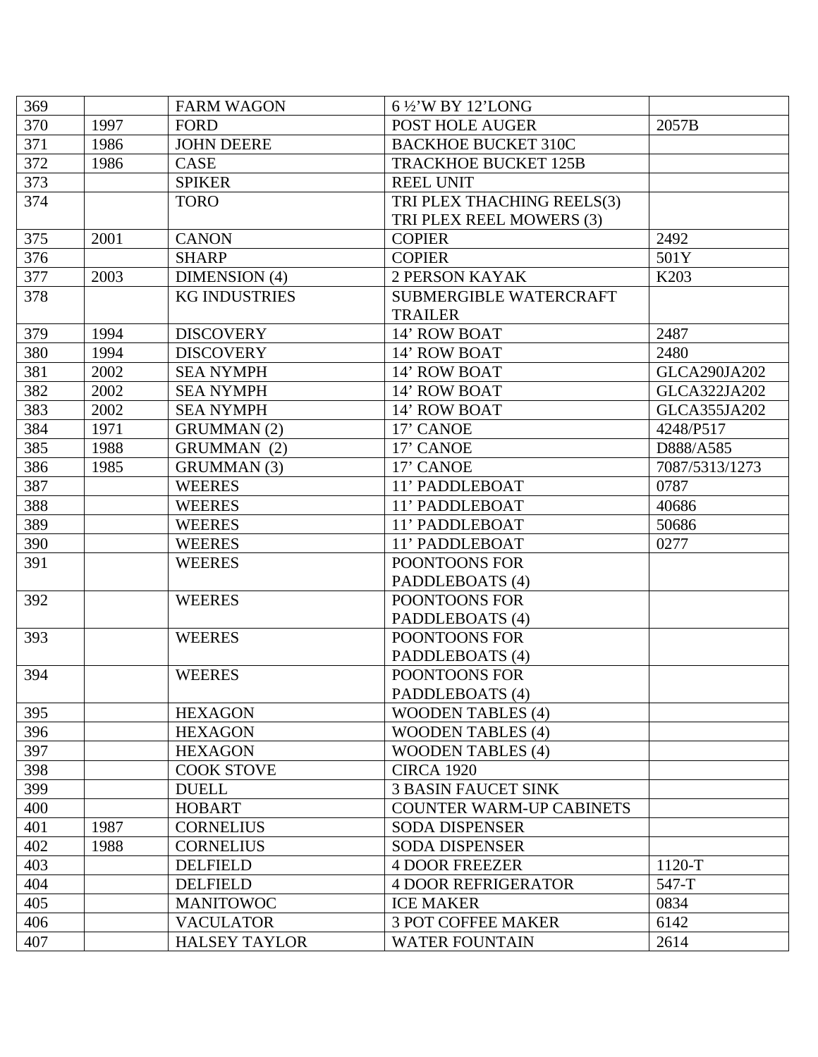| | | | | |
|---|---|---|---|---|
| 369 | | FARM WAGON | 6 ½'W BY 12'LONG | |
| 370 | 1997 | FORD | POST HOLE AUGER | 2057B |
| 371 | 1986 | JOHN DEERE | BACKHOE BUCKET 310C | |
| 372 | 1986 | CASE | TRACKHOE BUCKET 125B | |
| 373 | | SPIKER | REEL UNIT | |
| 374 | | TORO | TRI PLEX THACHING REELS(3) TRI PLEX REEL MOWERS (3) | |
| 375 | 2001 | CANON | COPIER | 2492 |
| 376 | | SHARP | COPIER | 501Y |
| 377 | 2003 | DIMENSION (4) | 2 PERSON KAYAK | K203 |
| 378 | | KG INDUSTRIES | SUBMERGIBLE WATERCRAFT TRAILER | |
| 379 | 1994 | DISCOVERY | 14' ROW BOAT | 2487 |
| 380 | 1994 | DISCOVERY | 14' ROW BOAT | 2480 |
| 381 | 2002 | SEA NYMPH | 14' ROW BOAT | GLCA290JA202 |
| 382 | 2002 | SEA NYMPH | 14' ROW BOAT | GLCA322JA202 |
| 383 | 2002 | SEA NYMPH | 14' ROW BOAT | GLCA355JA202 |
| 384 | 1971 | GRUMMAN (2) | 17' CANOE | 4248/P517 |
| 385 | 1988 | GRUMMAN (2) | 17' CANOE | D888/A585 |
| 386 | 1985 | GRUMMAN (3) | 17' CANOE | 7087/5313/1273 |
| 387 | | WEERES | 11' PADDLEBOAT | 0787 |
| 388 | | WEERES | 11' PADDLEBOAT | 40686 |
| 389 | | WEERES | 11' PADDLEBOAT | 50686 |
| 390 | | WEERES | 11' PADDLEBOAT | 0277 |
| 391 | | WEERES | POONTOONS FOR PADDLEBOATS (4) | |
| 392 | | WEERES | POONTOONS FOR PADDLEBOATS (4) | |
| 393 | | WEERES | POONTOONS FOR PADDLEBOATS (4) | |
| 394 | | WEERES | POONTOONS FOR PADDLEBOATS (4) | |
| 395 | | HEXAGON | WOODEN TABLES (4) | |
| 396 | | HEXAGON | WOODEN TABLES (4) | |
| 397 | | HEXAGON | WOODEN TABLES (4) | |
| 398 | | COOK STOVE | CIRCA 1920 | |
| 399 | | DUELL | 3 BASIN FAUCET SINK | |
| 400 | | HOBART | COUNTER WARM-UP CABINETS | |
| 401 | 1987 | CORNELIUS | SODA DISPENSER | |
| 402 | 1988 | CORNELIUS | SODA DISPENSER | |
| 403 | | DELFIELD | 4 DOOR FREEZER | 1120-T |
| 404 | | DELFIELD | 4 DOOR REFRIGERATOR | 547-T |
| 405 | | MANITOWOC | ICE MAKER | 0834 |
| 406 | | VACULATOR | 3 POT COFFEE MAKER | 6142 |
| 407 | | HALSEY TAYLOR | WATER FOUNTAIN | 2614 |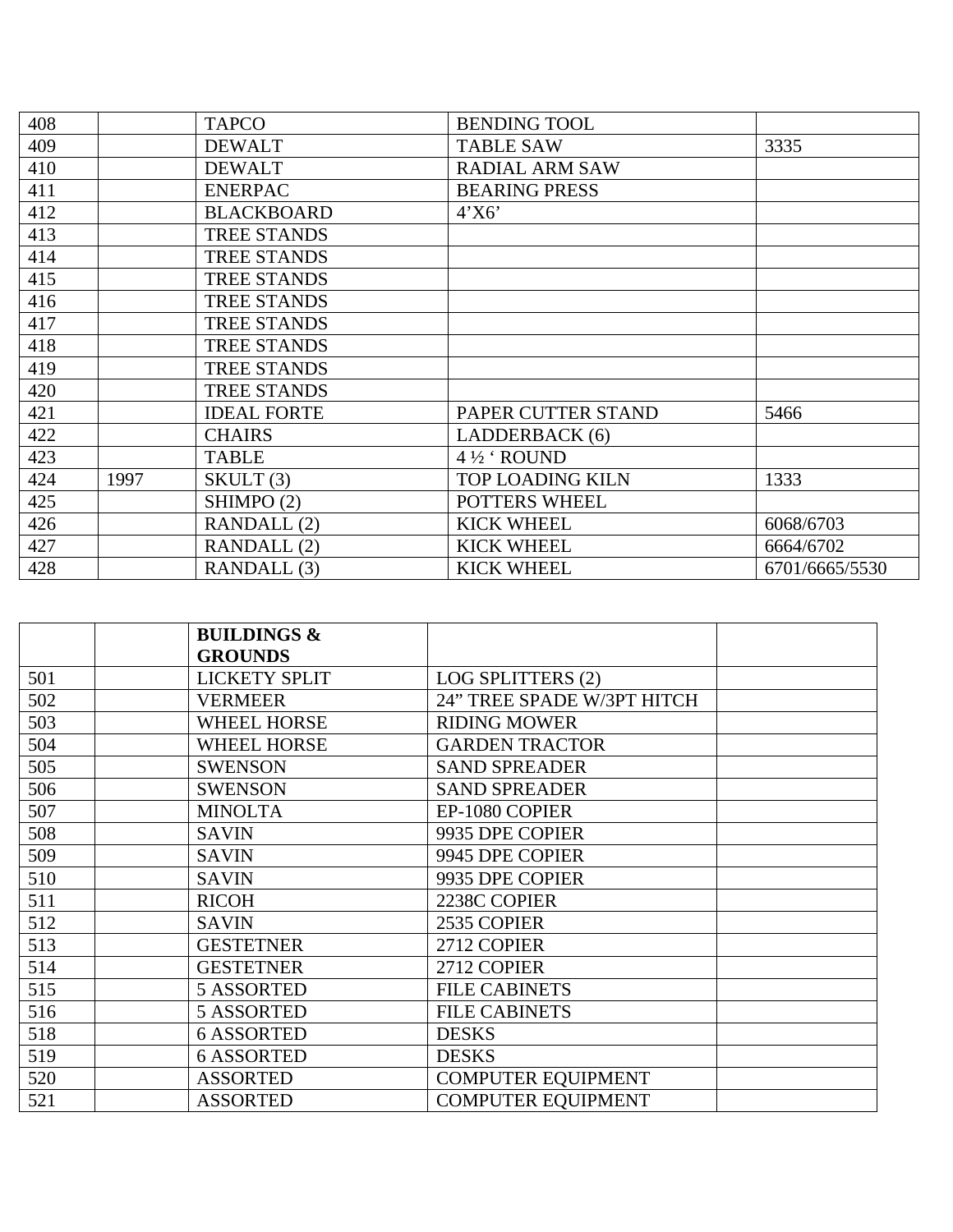| | | | | |
|---|---|---|---|---|
| 408 | | TAPCO | BENDING TOOL | |
| 409 | | DEWALT | TABLE SAW | 3335 |
| 410 | | DEWALT | RADIAL ARM SAW | |
| 411 | | ENERPAC | BEARING PRESS | |
| 412 | | BLACKBOARD | 4'X6' | |
| 413 | | TREE STANDS | | |
| 414 | | TREE STANDS | | |
| 415 | | TREE STANDS | | |
| 416 | | TREE STANDS | | |
| 417 | | TREE STANDS | | |
| 418 | | TREE STANDS | | |
| 419 | | TREE STANDS | | |
| 420 | | TREE STANDS | | |
| 421 | | IDEAL FORTE | PAPER CUTTER STAND | 5466 |
| 422 | | CHAIRS | LADDERBACK (6) | |
| 423 | | TABLE | 4 ½ ' ROUND | |
| 424 | 1997 | SKULT (3) | TOP LOADING KILN | 1333 |
| 425 | | SHIMPO (2) | POTTERS WHEEL | |
| 426 | | RANDALL (2) | KICK WHEEL | 6068/6703 |
| 427 | | RANDALL (2) | KICK WHEEL | 6664/6702 |
| 428 | | RANDALL (3) | KICK WHEEL | 6701/6665/5530 |

| | | **BUILDINGS & GROUNDS** | | |
|---|---|---|---|---|
| 501 | | LICKETY SPLIT | LOG SPLITTERS (2) | |
| 502 | | VERMEER | 24" TREE SPADE W/3PT HITCH | |
| 503 | | WHEEL HORSE | RIDING MOWER | |
| 504 | | WHEEL HORSE | GARDEN TRACTOR | |
| 505 | | SWENSON | SAND SPREADER | |
| 506 | | SWENSON | SAND SPREADER | |
| 507 | | MINOLTA | EP-1080 COPIER | |
| 508 | | SAVIN | 9935 DPE COPIER | |
| 509 | | SAVIN | 9945 DPE COPIER | |
| 510 | | SAVIN | 9935 DPE COPIER | |
| 511 | | RICOH | 2238C COPIER | |
| 512 | | SAVIN | 2535 COPIER | |
| 513 | | GESTETNER | 2712 COPIER | |
| 514 | | GESTETNER | 2712 COPIER | |
| 515 | | 5 ASSORTED | FILE CABINETS | |
| 516 | | 5 ASSORTED | FILE CABINETS | |
| 518 | | 6 ASSORTED | DESKS | |
| 519 | | 6 ASSORTED | DESKS | |
| 520 | | ASSORTED | COMPUTER EQUIPMENT | |
| 521 | | ASSORTED | COMPUTER EQUIPMENT | |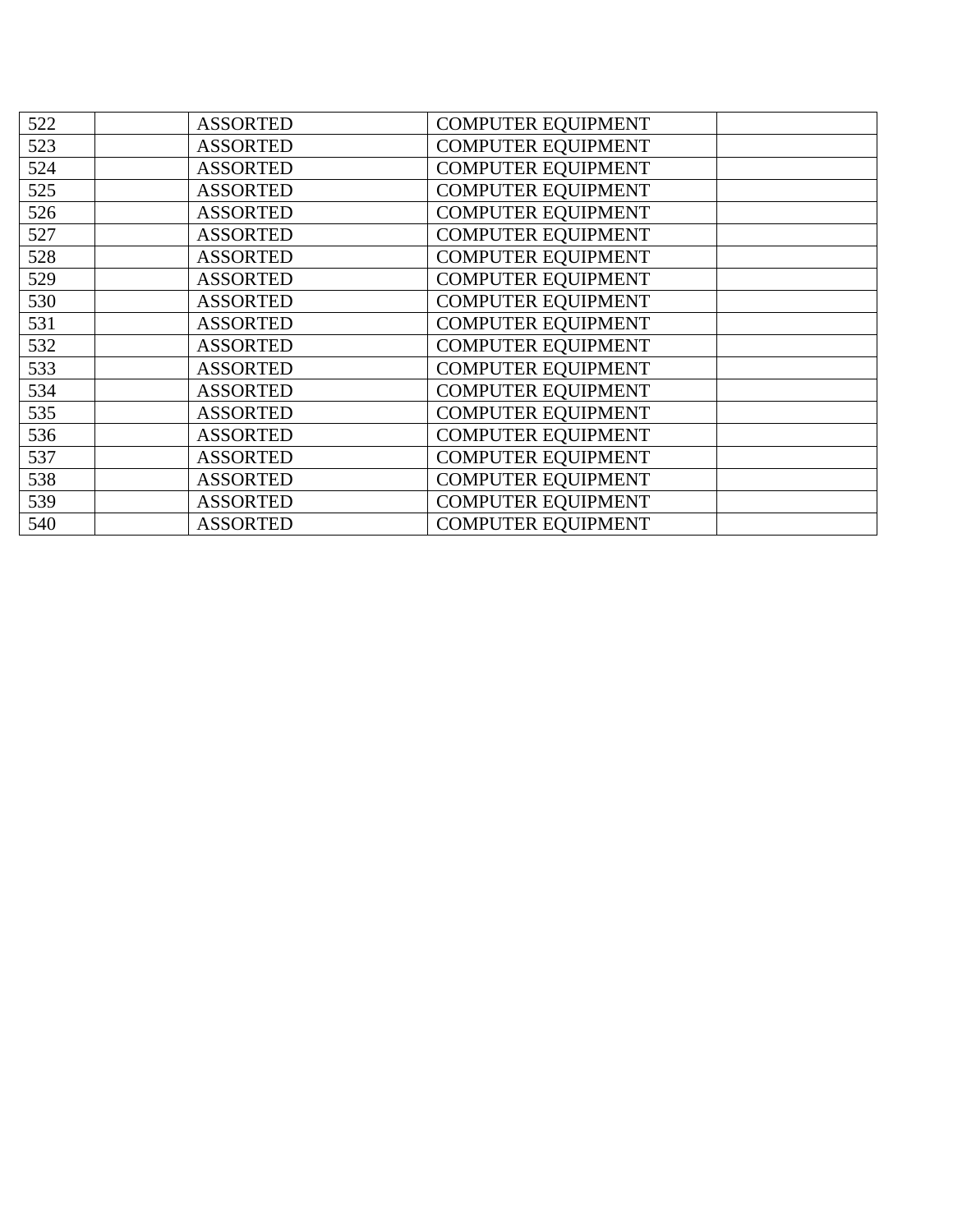| | | | | |
|---|---|---|---|---|
| 522 | | ASSORTED | COMPUTER EQUIPMENT | |
| 523 | | ASSORTED | COMPUTER EQUIPMENT | |
| 524 | | ASSORTED | COMPUTER EQUIPMENT | |
| 525 | | ASSORTED | COMPUTER EQUIPMENT | |
| 526 | | ASSORTED | COMPUTER EQUIPMENT | |
| 527 | | ASSORTED | COMPUTER EQUIPMENT | |
| 528 | | ASSORTED | COMPUTER EQUIPMENT | |
| 529 | | ASSORTED | COMPUTER EQUIPMENT | |
| 530 | | ASSORTED | COMPUTER EQUIPMENT | |
| 531 | | ASSORTED | COMPUTER EQUIPMENT | |
| 532 | | ASSORTED | COMPUTER EQUIPMENT | |
| 533 | | ASSORTED | COMPUTER EQUIPMENT | |
| 534 | | ASSORTED | COMPUTER EQUIPMENT | |
| 535 | | ASSORTED | COMPUTER EQUIPMENT | |
| 536 | | ASSORTED | COMPUTER EQUIPMENT | |
| 537 | | ASSORTED | COMPUTER EQUIPMENT | |
| 538 | | ASSORTED | COMPUTER EQUIPMENT | |
| 539 | | ASSORTED | COMPUTER EQUIPMENT | |
| 540 | | ASSORTED | COMPUTER EQUIPMENT | |